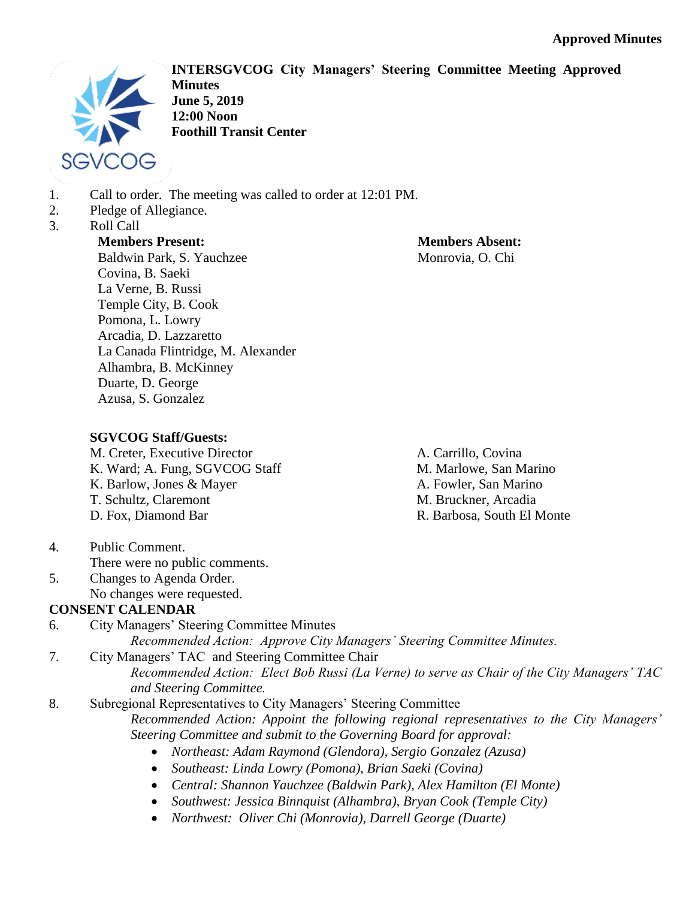**Approved Minutes**

**INTERSGVCOG City Managers' Steering Committee Meeting Approved Minutes**
**June 5, 2019**
**12:00 Noon**
**Foothill Transit Center**

1. Call to order. The meeting was called to order at 12:01 PM.
2. Pledge of Allegiance.
3. Roll Call

**Members Present:**
Baldwin Park, S. Yauchzee
Covina, B. Saeki
La Verne, B. Russi
Temple City, B. Cook
Pomona, L. Lowry
Arcadia, D. Lazzaretto
La Canada Flintridge, M. Alexander
Alhambra, B. McKinney
Duarte, D. George
Azusa, S. Gonzalez

**Members Absent:**
Monrovia, O. Chi

**SGVCOG Staff/Guests:**
M. Creter, Executive Director
K. Ward; A. Fung, SGVCOG Staff
K. Barlow, Jones & Mayer
T. Schultz, Claremont
D. Fox, Diamond Bar
A. Carrillo, Covina
M. Marlowe, San Marino
A. Fowler, San Marino
M. Bruckner, Arcadia
R. Barbosa, South El Monte

4. Public Comment.
   There were no public comments.
5. Changes to Agenda Order.
   No changes were requested.

**CONSENT CALENDAR**

6. City Managers' Steering Committee Minutes
   *Recommended Action: Approve City Managers' Steering Committee Minutes.*
7. City Managers' TAC and Steering Committee Chair
   *Recommended Action: Elect Bob Russi (La Verne) to serve as Chair of the City Managers' TAC and Steering Committee.*
8. Subregional Representatives to City Managers' Steering Committee
   *Recommended Action: Appoint the following regional representatives to the City Managers' Steering Committee and submit to the Governing Board for approval:*
   - *Northeast: Adam Raymond (Glendora), Sergio Gonzalez (Azusa)*
   - *Southeast: Linda Lowry (Pomona), Brian Saeki (Covina)*
   - *Central: Shannon Yauchzee (Baldwin Park), Alex Hamilton (El Monte)*
   - *Southwest: Jessica Binnquist (Alhambra), Bryan Cook (Temple City)*
   - *Northwest: Oliver Chi (Monrovia), Darrell George (Duarte)*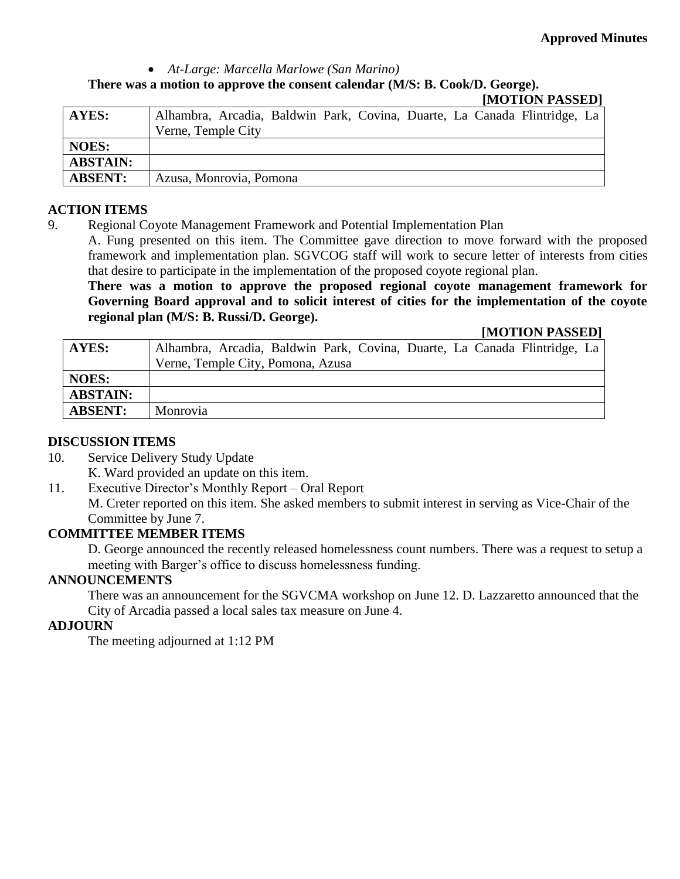- *At-Large: Marcella Marlowe (San Marino)*

**There was a motion to approve the consent calendar (M/S: B. Cook/D. George).**

**[MOTION PASSED]**

| | |
|---|---|
| **AYES:** | Alhambra, Arcadia, Baldwin Park, Covina, Duarte, La Canada Flintridge, La Verne, Temple City |
| **NOES:** | |
| **ABSTAIN:** | |
| **ABSENT:** | Azusa, Monrovia, Pomona |

## ACTION ITEMS

9. Regional Coyote Management Framework and Potential Implementation Plan

   A. Fung presented on this item. The Committee gave direction to move forward with the proposed framework and implementation plan. SGVCOG staff will work to secure letter of interests from cities that desire to participate in the implementation of the proposed coyote regional plan.

   **There was a motion to approve the proposed regional coyote management framework for Governing Board approval and to solicit interest of cities for the implementation of the coyote regional plan (M/S: B. Russi/D. George).**

   **[MOTION PASSED]**

| | |
|---|---|
| **AYES:** | Alhambra, Arcadia, Baldwin Park, Covina, Duarte, La Canada Flintridge, La Verne, Temple City, Pomona, Azusa |
| **NOES:** | |
| **ABSTAIN:** | |
| **ABSENT:** | Monrovia |

## DISCUSSION ITEMS

10. Service Delivery Study Update

    K. Ward provided an update on this item.

11. Executive Director's Monthly Report – Oral Report

    M. Creter reported on this item. She asked members to submit interest in serving as Vice-Chair of the Committee by June 7.

## COMMITTEE MEMBER ITEMS

D. George announced the recently released homelessness count numbers. There was a request to setup a meeting with Barger's office to discuss homelessness funding.

## ANNOUNCEMENTS

There was an announcement for the SGVCMA workshop on June 12. D. Lazzaretto announced that the City of Arcadia passed a local sales tax measure on June 4.

## ADJOURN

The meeting adjourned at 1:12 PM